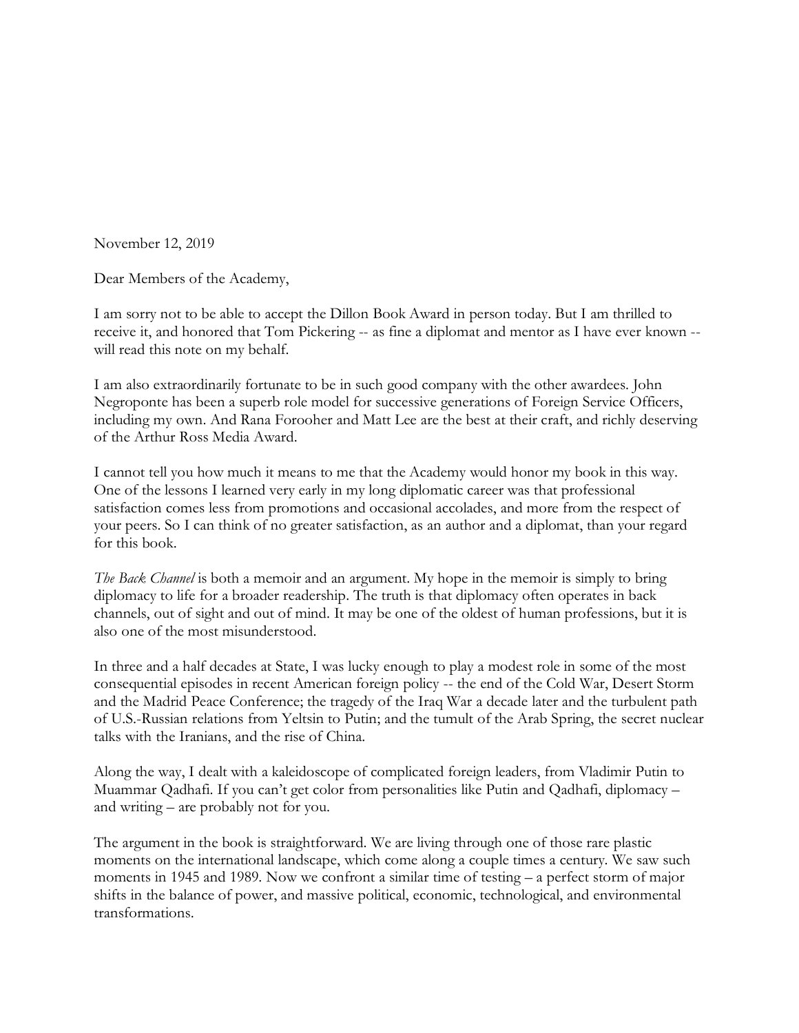November 12, 2019

Dear Members of the Academy,

I am sorry not to be able to accept the Dillon Book Award in person today. But I am thrilled to receive it, and honored that Tom Pickering -- as fine a diplomat and mentor as I have ever known -- will read this note on my behalf.

I am also extraordinarily fortunate to be in such good company with the other awardees. John Negroponte has been a superb role model for successive generations of Foreign Service Officers, including my own. And Rana Foroohar and Matt Lee are the best at their craft, and richly deserving of the Arthur Ross Media Award.

I cannot tell you how much it means to me that the Academy would honor my book in this way. One of the lessons I learned very early in my long diplomatic career was that professional satisfaction comes less from promotions and occasional accolades, and more from the respect of your peers. So I can think of no greater satisfaction, as an author and a diplomat, than your regard for this book.

*The Back Channel* is both a memoir and an argument. My hope in the memoir is simply to bring diplomacy to life for a broader readership. The truth is that diplomacy often operates in back channels, out of sight and out of mind. It may be one of the oldest of human professions, but it is also one of the most misunderstood.

In three and a half decades at State, I was lucky enough to play a modest role in some of the most consequential episodes in recent American foreign policy -- the end of the Cold War, Desert Storm and the Madrid Peace Conference; the tragedy of the Iraq War a decade later and the turbulent path of U.S.-Russian relations from Yeltsin to Putin; and the tumult of the Arab Spring, the secret nuclear talks with the Iranians, and the rise of China.

Along the way, I dealt with a kaleidoscope of complicated foreign leaders, from Vladimir Putin to Muammar Qadhafi. If you can't get color from personalities like Putin and Qadhafi, diplomacy – and writing – are probably not for you.

The argument in the book is straightforward. We are living through one of those rare plastic moments on the international landscape, which come along a couple times a century. We saw such moments in 1945 and 1989. Now we confront a similar time of testing – a perfect storm of major shifts in the balance of power, and massive political, economic, technological, and environmental transformations.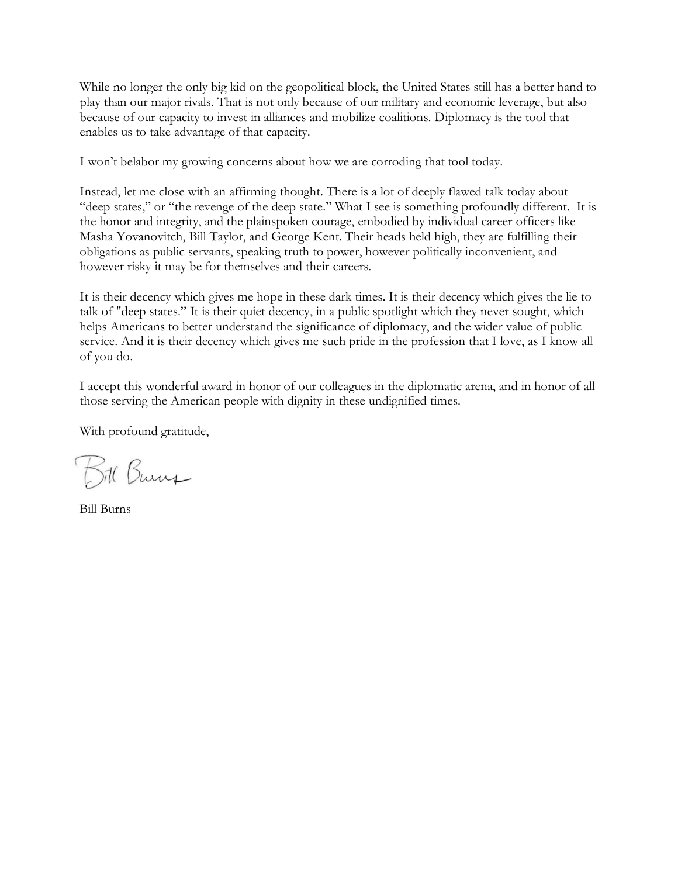While no longer the only big kid on the geopolitical block, the United States still has a better hand to play than our major rivals. That is not only because of our military and economic leverage, but also because of our capacity to invest in alliances and mobilize coalitions. Diplomacy is the tool that enables us to take advantage of that capacity.

I won't belabor my growing concerns about how we are corroding that tool today.

Instead, let me close with an affirming thought. There is a lot of deeply flawed talk today about "deep states," or "the revenge of the deep state." What I see is something profoundly different. It is the honor and integrity, and the plainspoken courage, embodied by individual career officers like Masha Yovanovitch, Bill Taylor, and George Kent. Their heads held high, they are fulfilling their obligations as public servants, speaking truth to power, however politically inconvenient, and however risky it may be for themselves and their careers.

It is their decency which gives me hope in these dark times. It is their decency which gives the lie to talk of "deep states." It is their quiet decency, in a public spotlight which they never sought, which helps Americans to better understand the significance of diplomacy, and the wider value of public service. And it is their decency which gives me such pride in the profession that I love, as I know all of you do.

I accept this wonderful award in honor of our colleagues in the diplomatic arena, and in honor of all those serving the American people with dignity in these undignified times.

With profound gratitude,

Bill Burns

Bill Burns